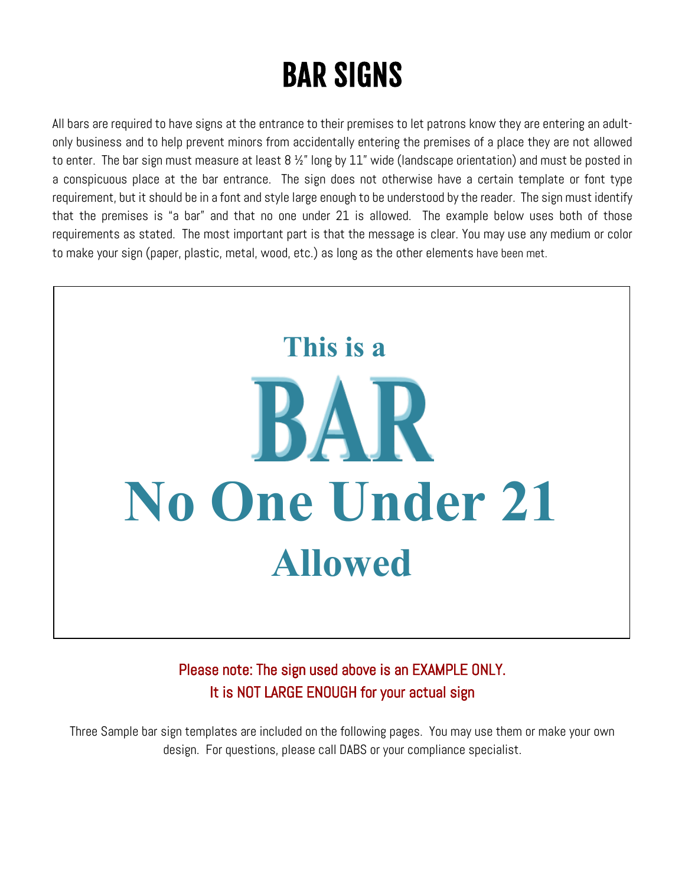# BAR SIGNS

All bars are required to have signs at the entrance to their premises to let patrons know they are entering an adult-only business and to help prevent minors from accidentally entering the premises of a place they are not allowed to enter. The bar sign must measure at least 8 ½" long by 11" wide (landscape orientation) and must be posted in a conspicuous place at the bar entrance. The sign does not otherwise have a certain template or font type requirement, but it should be in a font and style large enough to be understood by the reader. The sign must identify that the premises is "a bar" and that no one under 21 is allowed. The example below uses both of those requirements as stated. The most important part is that the message is clear. You may use any medium or color to make your sign (paper, plastic, metal, wood, etc.) as long as the other elements have been met.

**This is a**

# BAR

## No One Under 21

### Allowed

Please note: The sign used above is an EXAMPLE ONLY.
It is NOT LARGE ENOUGH for your actual sign

Three Sample bar sign templates are included on the following pages. You may use them or make your own design. For questions, please call DABS or your compliance specialist.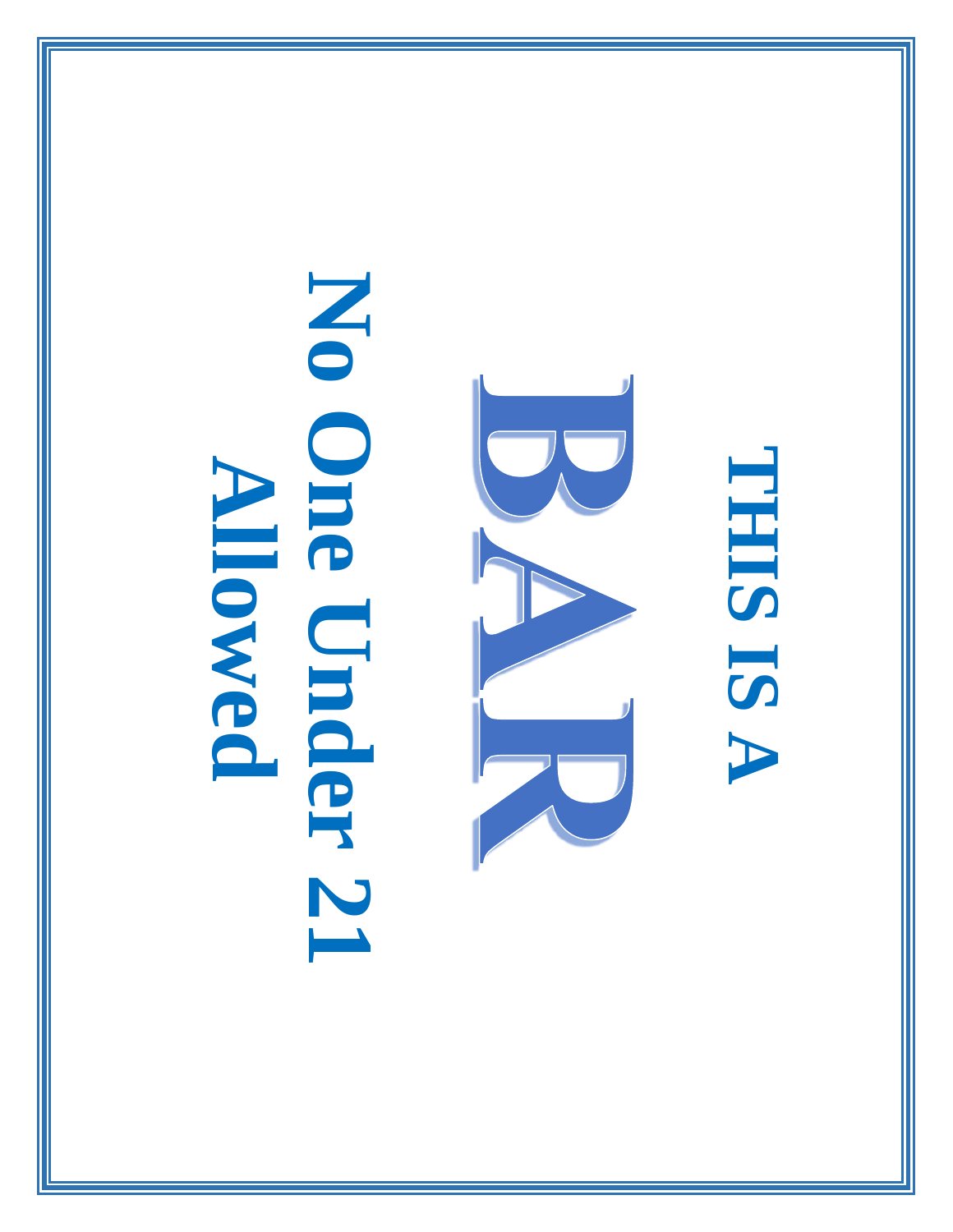# THIS IS A

# BAR

# No One Under 21 Allowed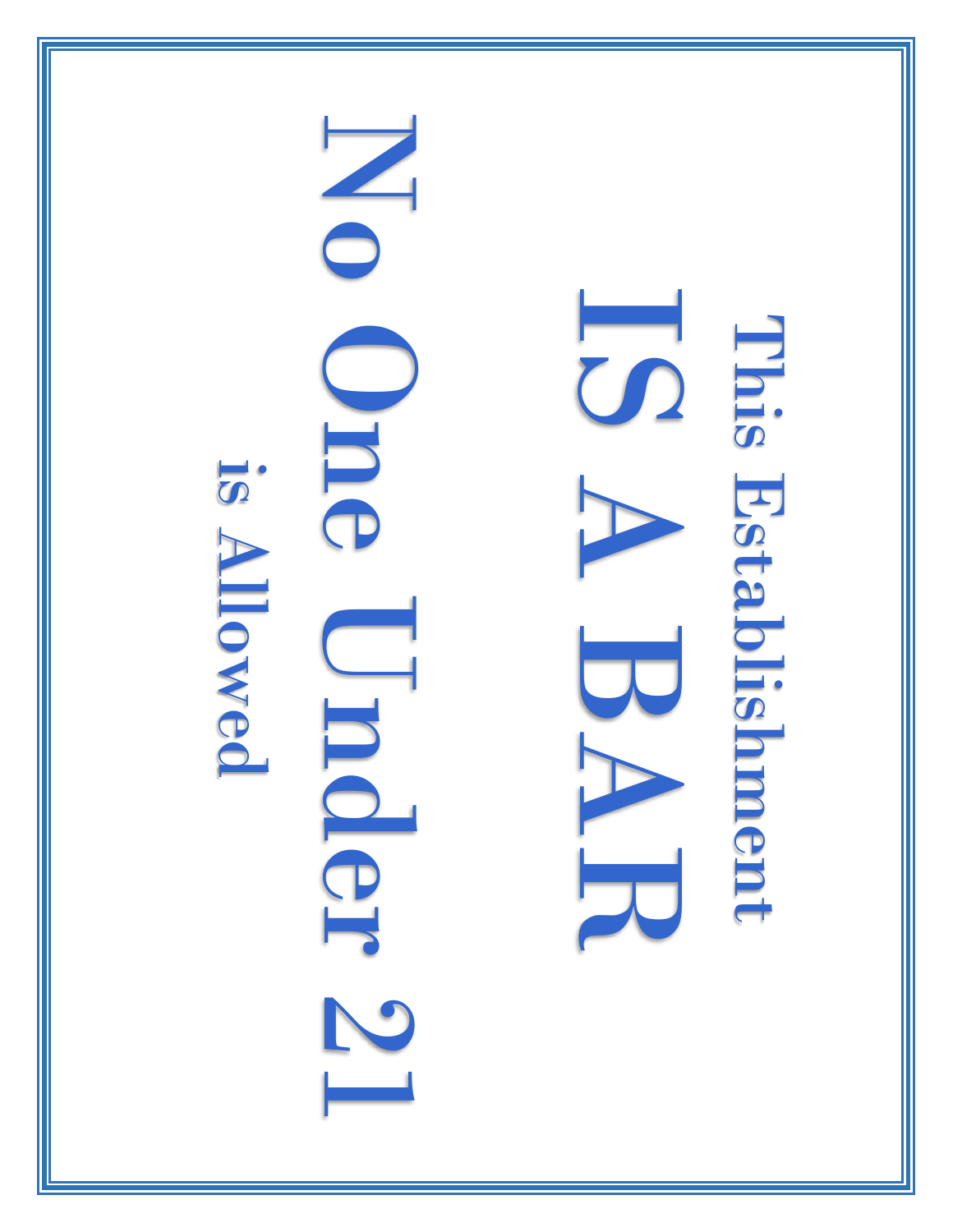This Establishment

# IS A BAR

# No One Under 21

is Allowed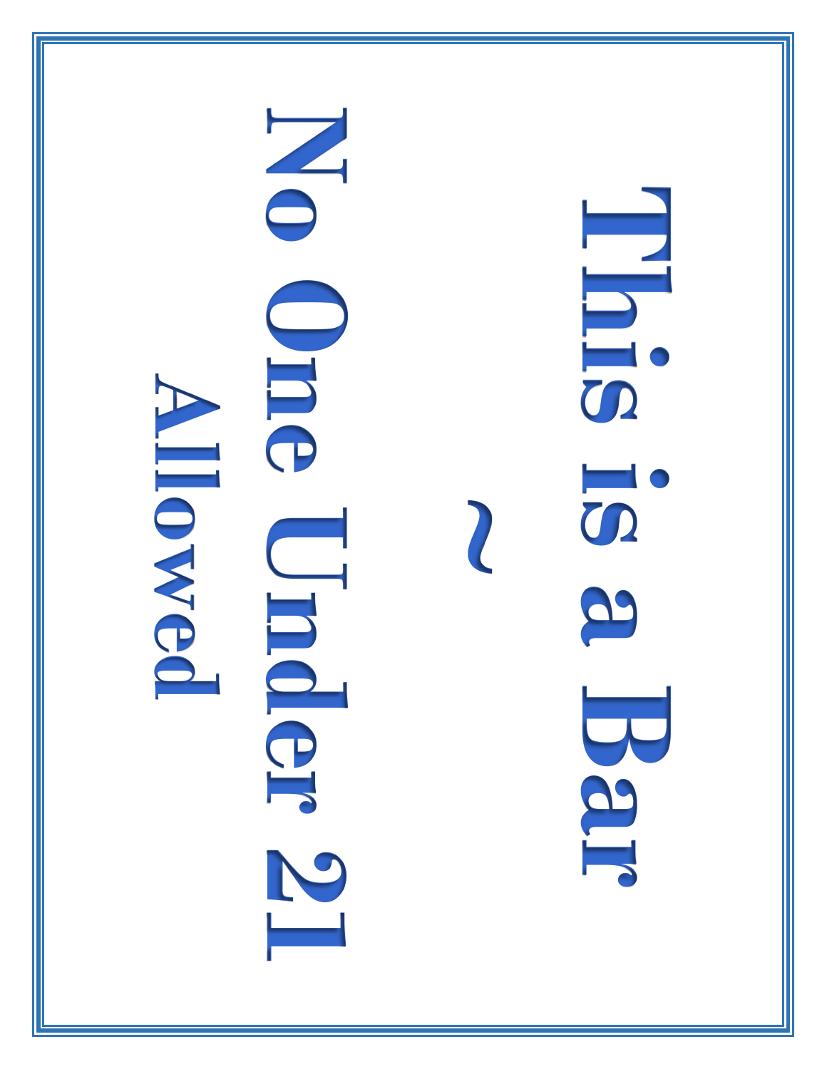# This is a Bar

~

# No One Under 21

## Allowed